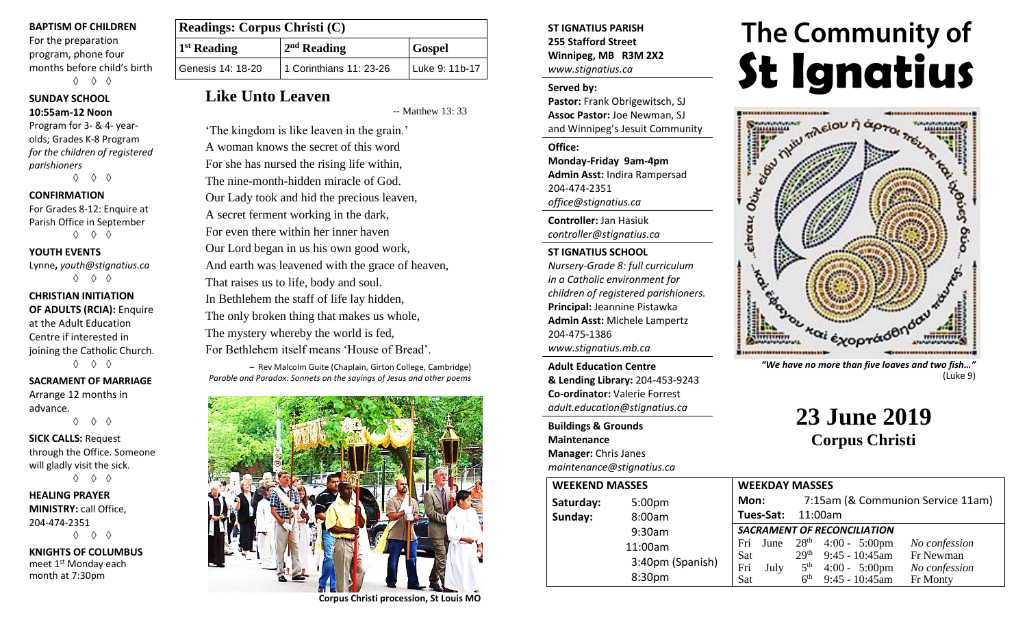**BAPTISM OF CHILDREN**
For the preparation program, phone four months before child's birth

◊ ◊ ◊

**SUNDAY SCHOOL**
**10:55am-12 Noon**
Program for 3- & 4- year-olds; Grades K-8 Program *for the children of registered parishioners*

◊ ◊ ◊

**CONFIRMATION**
For Grades 8-12: Enquire at Parish Office in September

◊ ◊ ◊

**YOUTH EVENTS**
Lynne, *youth@stignatius.ca*

◊ ◊ ◊

**CHRISTIAN INITIATION OF ADULTS (RCIA):** Enquire at the Adult Education Centre if interested in joining the Catholic Church.

◊ ◊ ◊

**SACRAMENT OF MARRIAGE**
Arrange 12 months in advance.

◊ ◊ ◊

**SICK CALLS:** Request through the Office. Someone will gladly visit the sick.

◊ ◊ ◊

**HEALING PRAYER MINISTRY:** call Office, 204-474-2351

◊ ◊ ◊

**KNIGHTS OF COLUMBUS**
meet 1st Monday each month at 7:30pm

| Readings: Corpus Christi (C) | | |
|---|---|---|
| 1st Reading | 2nd Reading | Gospel |
| Genesis 14: 18-20 | 1 Corinthians 11: 23-26 | Luke 9: 11b-17 |

## Like Unto Leaven

-- Matthew 13: 33

'The kingdom is like leaven in the grain.'
A woman knows the secret of this word
For she has nursed the rising life within,
The nine-month-hidden miracle of God.
Our Lady took and hid the precious leaven,
A secret ferment working in the dark,
For even there within her inner haven
Our Lord began in us his own good work,
And earth was leavened with the grace of heaven,
That raises us to life, body and soul.
In Bethlehem the staff of life lay hidden,
The only broken thing that makes us whole,
The mystery whereby the world is fed,
For Bethlehem itself means 'House of Bread'.

– Rev Malcolm Guite (Chaplain, Girton College, Cambridge)
*Parable and Paradox: Sonnets on the sayings of Jesus and other poems*

**Corpus Christi procession, St Louis MO**

**ST IGNATIUS PARISH**
**255 Stafford Street**
**Winnipeg, MB R3M 2X2**
*www.stignatius.ca*

**Served by:**
**Pastor:** Frank Obrigewitsch, SJ
**Assoc Pastor:** Joe Newman, SJ
and Winnipeg's Jesuit Community

**Office:**
**Monday-Friday 9am-4pm**
**Admin Asst:** Indira Rampersad
204-474-2351
*office@stignatius.ca*

**Controller:** Jan Hasiuk
*controller@stignatius.ca*

**ST IGNATIUS SCHOOL**
*Nursery-Grade 8: full curriculum in a Catholic environment for children of registered parishioners.*
**Principal:** Jeannine Pistawka
**Admin Asst:** Michele Lampertz
204-475-1386
*www.stignatius.mb.ca*

**Adult Education Centre & Lending Library:** 204-453-9243
**Co-ordinator:** Valerie Forrest
*adult.education@stignatius.ca*

**Buildings & Grounds Maintenance**
**Manager:** Chris Janes
*maintenance@stignatius.ca*

# The Community of St Ignatius

*"We have no more than five loaves and two fish…"* (Luke 9)

# 23 June 2019
## Corpus Christi

| WEEKEND MASSES | |
|---|---|
| Saturday: | 5:00pm |
| Sunday: | 8:00am |
| | 9:30am |
| | 11:00am |
| | 3:40pm (Spanish) |
| | 8:30pm |

**WEEKDAY MASSES**
**Mon:** 7:15am (& Communion Service 11am)
**Tues-Sat:** 11:00am

| SACRAMENT OF RECONCILIATION | | | | |
|---|---|---|---|---|
| Fri | June | 28th | 4:00 - 5:00pm | *No confession* |
| Sat | | 29th | 9:45 - 10:45am | Fr Newman |
| Fri | July | 5th | 4:00 - 5:00pm | *No confession* |
| Sat | | 6th | 9:45 - 10:45am | Fr Monty |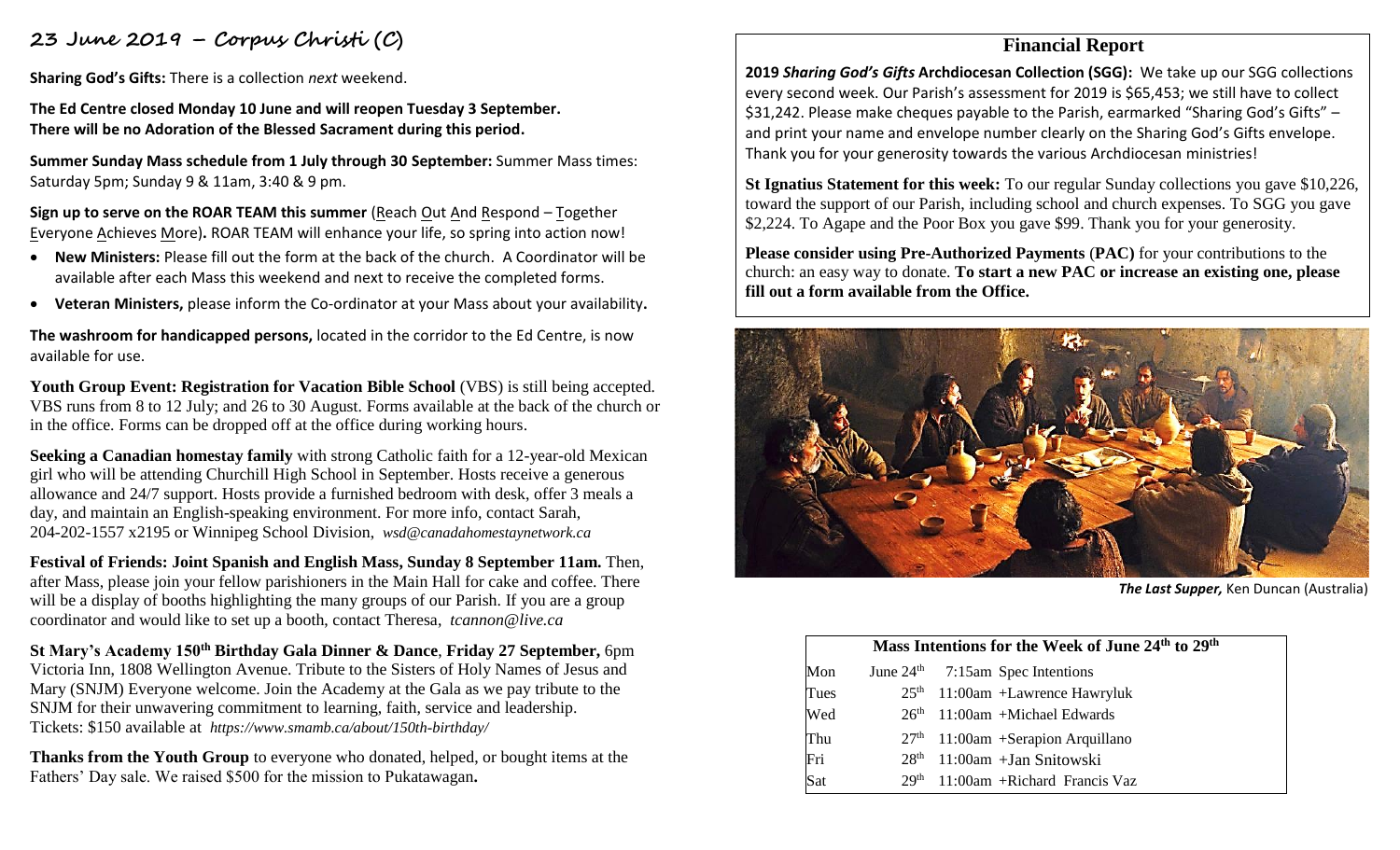# 23 June 2019 – Corpus Christi (C)

**Sharing God's Gifts:** There is a collection *next* weekend.

**The Ed Centre closed Monday 10 June and will reopen Tuesday 3 September. There will be no Adoration of the Blessed Sacrament during this period.**

**Summer Sunday Mass schedule from 1 July through 30 September:** Summer Mass times: Saturday 5pm; Sunday 9 & 11am, 3:40 & 9 pm.

**Sign up to serve on the ROAR TEAM this summer** (Reach Out And Respond – Together Everyone Achieves More)**.** ROAR TEAM will enhance your life, so spring into action now!

- **New Ministers:** Please fill out the form at the back of the church. A Coordinator will be available after each Mass this weekend and next to receive the completed forms.
- **Veteran Ministers,** please inform the Co-ordinator at your Mass about your availability**.**

**The washroom for handicapped persons,** located in the corridor to the Ed Centre, is now available for use.

**Youth Group Event: Registration for Vacation Bible School** (VBS) is still being accepted. VBS runs from 8 to 12 July; and 26 to 30 August. Forms available at the back of the church or in the office. Forms can be dropped off at the office during working hours.

**Seeking a Canadian homestay family** with strong Catholic faith for a 12-year-old Mexican girl who will be attending Churchill High School in September. Hosts receive a generous allowance and 24/7 support. Hosts provide a furnished bedroom with desk, offer 3 meals a day, and maintain an English-speaking environment. For more info, contact Sarah, 204-202-1557 x2195 or Winnipeg School Division, *wsd@canadahomestaynetwork.ca*

**Festival of Friends: Joint Spanish and English Mass, Sunday 8 September 11am.** Then, after Mass, please join your fellow parishioners in the Main Hall for cake and coffee. There will be a display of booths highlighting the many groups of our Parish. If you are a group coordinator and would like to set up a booth, contact Theresa, *tcannon@live.ca*

**St Mary's Academy 150th Birthday Gala Dinner & Dance**, **Friday 27 September,** 6pm Victoria Inn, 1808 Wellington Avenue. Tribute to the Sisters of Holy Names of Jesus and Mary (SNJM) Everyone welcome. Join the Academy at the Gala as we pay tribute to the SNJM for their unwavering commitment to learning, faith, service and leadership. Tickets: $150 available at *https://www.smamb.ca/about/150th-birthday/*

**Thanks from the Youth Group** to everyone who donated, helped, or bought items at the Fathers' Day sale. We raised $500 for the mission to Pukatawagan**.**

## Financial Report

**2019 *Sharing God's Gifts* Archdiocesan Collection (SGG):** We take up our SGG collections every second week. Our Parish's assessment for 2019 is $65,453; we still have to collect $31,242. Please make cheques payable to the Parish, earmarked "Sharing God's Gifts" – and print your name and envelope number clearly on the Sharing God's Gifts envelope. Thank you for your generosity towards the various Archdiocesan ministries!

**St Ignatius Statement for this week:** To our regular Sunday collections you gave $10,226, toward the support of our Parish, including school and church expenses. To SGG you gave $2,224. To Agape and the Poor Box you gave $99. Thank you for your generosity.

**Please consider using Pre-Authorized Payments** (**PAC)** for your contributions to the church: an easy way to donate. **To start a new PAC or increase an existing one, please fill out a form available from the Office.**

***The Last Supper,*** Ken Duncan (Australia)

| Mass Intentions for the Week of June 24th to 29th | | | |
|---|---|---|---|
| Mon | June 24th | 7:15am | Spec Intentions |
| Tues | 25th | 11:00am | +Lawrence Hawryluk |
| Wed | 26th | 11:00am | +Michael Edwards |
| Thu | 27th | 11:00am | +Serapion Arquillano |
| Fri | 28th | 11:00am | +Jan Snitowski |
| Sat | 29th | 11:00am | +Richard Francis Vaz |